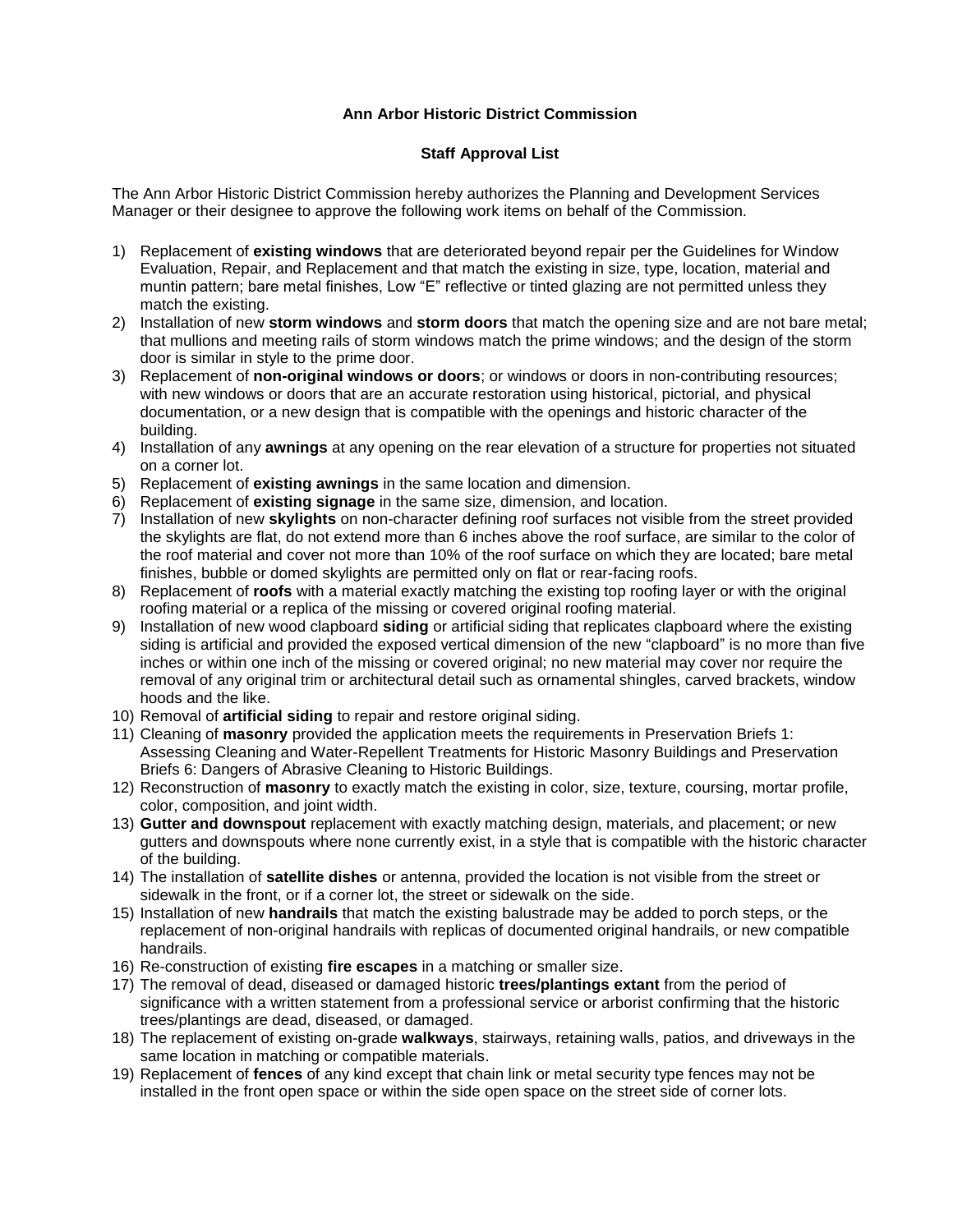**Ann Arbor Historic District Commission**

**Staff Approval List**

The Ann Arbor Historic District Commission hereby authorizes the Planning and Development Services Manager or their designee to approve the following work items on behalf of the Commission.

1) Replacement of **existing windows** that are deteriorated beyond repair per the Guidelines for Window Evaluation, Repair, and Replacement and that match the existing in size, type, location, material and muntin pattern; bare metal finishes, Low "E" reflective or tinted glazing are not permitted unless they match the existing.
2) Installation of new **storm windows** and **storm doors** that match the opening size and are not bare metal; that mullions and meeting rails of storm windows match the prime windows; and the design of the storm door is similar in style to the prime door.
3) Replacement of **non-original windows or doors**; or windows or doors in non-contributing resources; with new windows or doors that are an accurate restoration using historical, pictorial, and physical documentation, or a new design that is compatible with the openings and historic character of the building.
4) Installation of any **awnings** at any opening on the rear elevation of a structure for properties not situated on a corner lot.
5) Replacement of **existing awnings** in the same location and dimension.
6) Replacement of **existing signage** in the same size, dimension, and location.
7) Installation of new **skylights** on non-character defining roof surfaces not visible from the street provided the skylights are flat, do not extend more than 6 inches above the roof surface, are similar to the color of the roof material and cover not more than 10% of the roof surface on which they are located; bare metal finishes, bubble or domed skylights are permitted only on flat or rear-facing roofs.
8) Replacement of **roofs** with a material exactly matching the existing top roofing layer or with the original roofing material or a replica of the missing or covered original roofing material.
9) Installation of new wood clapboard **siding** or artificial siding that replicates clapboard where the existing siding is artificial and provided the exposed vertical dimension of the new "clapboard" is no more than five inches or within one inch of the missing or covered original; no new material may cover nor require the removal of any original trim or architectural detail such as ornamental shingles, carved brackets, window hoods and the like.
10) Removal of **artificial siding** to repair and restore original siding.
11) Cleaning of **masonry** provided the application meets the requirements in Preservation Briefs 1: Assessing Cleaning and Water-Repellent Treatments for Historic Masonry Buildings and Preservation Briefs 6: Dangers of Abrasive Cleaning to Historic Buildings.
12) Reconstruction of **masonry** to exactly match the existing in color, size, texture, coursing, mortar profile, color, composition, and joint width.
13) **Gutter and downspout** replacement with exactly matching design, materials, and placement; or new gutters and downspouts where none currently exist, in a style that is compatible with the historic character of the building.
14) The installation of **satellite dishes** or antenna, provided the location is not visible from the street or sidewalk in the front, or if a corner lot, the street or sidewalk on the side.
15) Installation of new **handrails** that match the existing balustrade may be added to porch steps, or the replacement of non-original handrails with replicas of documented original handrails, or new compatible handrails.
16) Re-construction of existing **fire escapes** in a matching or smaller size.
17) The removal of dead, diseased or damaged historic **trees/plantings extant** from the period of significance with a written statement from a professional service or arborist confirming that the historic trees/plantings are dead, diseased, or damaged.
18) The replacement of existing on-grade **walkways**, stairways, retaining walls, patios, and driveways in the same location in matching or compatible materials.
19) Replacement of **fences** of any kind except that chain link or metal security type fences may not be installed in the front open space or within the side open space on the street side of corner lots.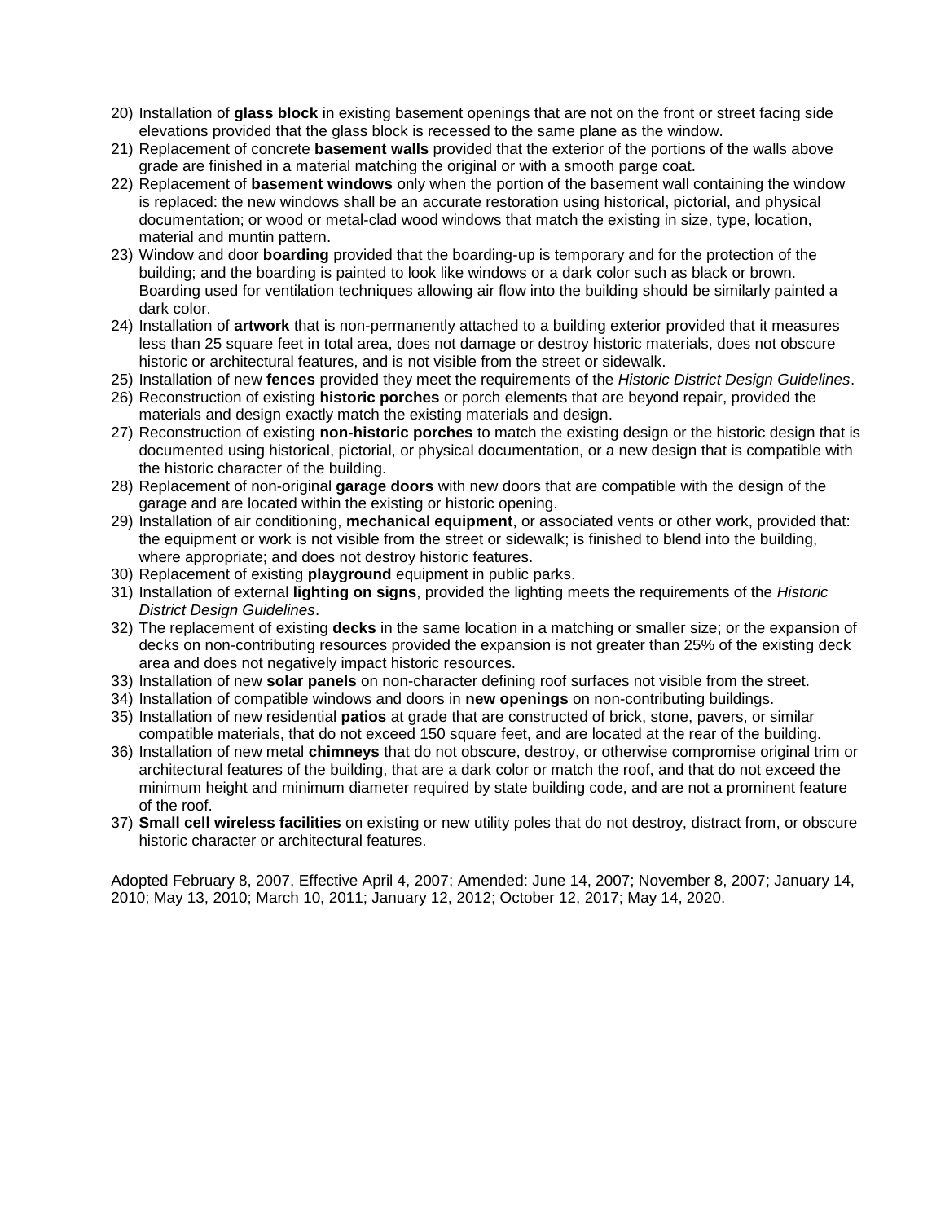20) Installation of **glass block** in existing basement openings that are not on the front or street facing side elevations provided that the glass block is recessed to the same plane as the window.
21) Replacement of concrete **basement walls** provided that the exterior of the portions of the walls above grade are finished in a material matching the original or with a smooth parge coat.
22) Replacement of **basement windows** only when the portion of the basement wall containing the window is replaced: the new windows shall be an accurate restoration using historical, pictorial, and physical documentation; or wood or metal-clad wood windows that match the existing in size, type, location, material and muntin pattern.
23) Window and door **boarding** provided that the boarding-up is temporary and for the protection of the building; and the boarding is painted to look like windows or a dark color such as black or brown. Boarding used for ventilation techniques allowing air flow into the building should be similarly painted a dark color.
24) Installation of **artwork** that is non-permanently attached to a building exterior provided that it measures less than 25 square feet in total area, does not damage or destroy historic materials, does not obscure historic or architectural features, and is not visible from the street or sidewalk.
25) Installation of new **fences** provided they meet the requirements of the *Historic District Design Guidelines*.
26) Reconstruction of existing **historic porches** or porch elements that are beyond repair, provided the materials and design exactly match the existing materials and design.
27) Reconstruction of existing **non-historic porches** to match the existing design or the historic design that is documented using historical, pictorial, or physical documentation, or a new design that is compatible with the historic character of the building.
28) Replacement of non-original **garage doors** with new doors that are compatible with the design of the garage and are located within the existing or historic opening.
29) Installation of air conditioning, **mechanical equipment**, or associated vents or other work, provided that: the equipment or work is not visible from the street or sidewalk; is finished to blend into the building, where appropriate; and does not destroy historic features.
30) Replacement of existing **playground** equipment in public parks.
31) Installation of external **lighting on signs**, provided the lighting meets the requirements of the *Historic District Design Guidelines*.
32) The replacement of existing **decks** in the same location in a matching or smaller size; or the expansion of decks on non-contributing resources provided the expansion is not greater than 25% of the existing deck area and does not negatively impact historic resources.
33) Installation of new **solar panels** on non-character defining roof surfaces not visible from the street.
34) Installation of compatible windows and doors in **new openings** on non-contributing buildings.
35) Installation of new residential **patios** at grade that are constructed of brick, stone, pavers, or similar compatible materials, that do not exceed 150 square feet, and are located at the rear of the building.
36) Installation of new metal **chimneys** that do not obscure, destroy, or otherwise compromise original trim or architectural features of the building, that are a dark color or match the roof, and that do not exceed the minimum height and minimum diameter required by state building code, and are not a prominent feature of the roof.
37) **Small cell wireless facilities** on existing or new utility poles that do not destroy, distract from, or obscure historic character or architectural features.

Adopted February 8, 2007, Effective April 4, 2007; Amended: June 14, 2007; November 8, 2007; January 14, 2010; May 13, 2010; March 10, 2011; January 12, 2012; October 12, 2017; May 14, 2020.